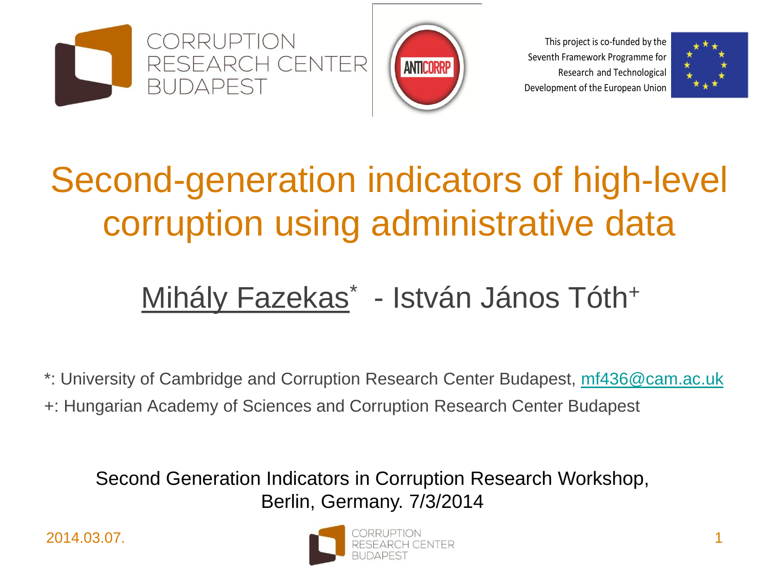CORRUPTION RESEARCH CENTER BUDAPEST

This project is co-funded by the Seventh Framework Programme for Research and Technological Development of the European Union

# Second-generation indicators of high-level corruption using administrative data

Mihály Fazekas[*] - István János Tóth[+]

*: University of Cambridge and Corruption Research Center Budapest, mf436@cam.ac.uk

+: Hungarian Academy of Sciences and Corruption Research Center Budapest

Second Generation Indicators in Corruption Research Workshop, Berlin, Germany. 7/3/2014

2014.03.07.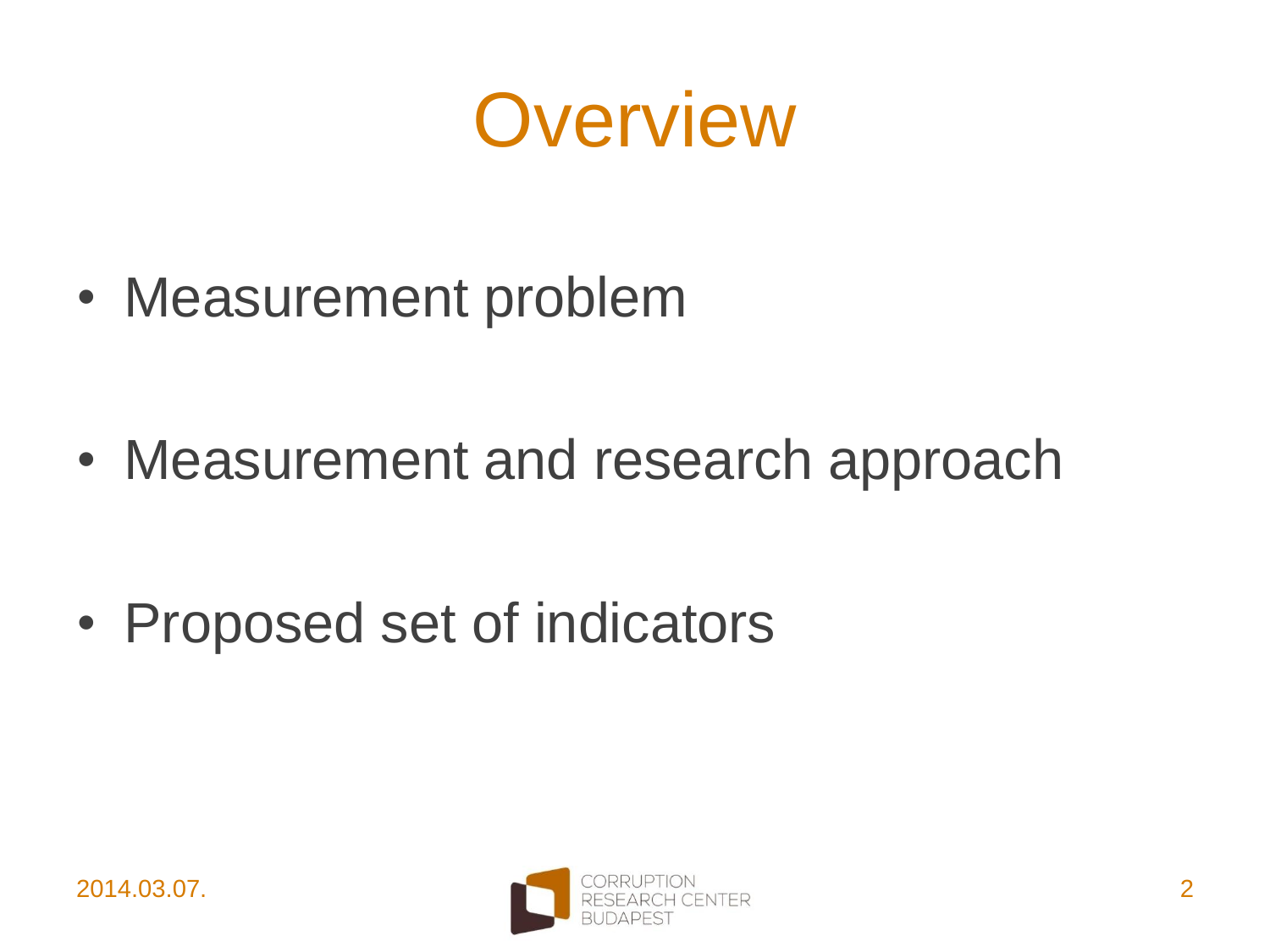# Overview

- Measurement problem
- Measurement and research approach
- Proposed set of indicators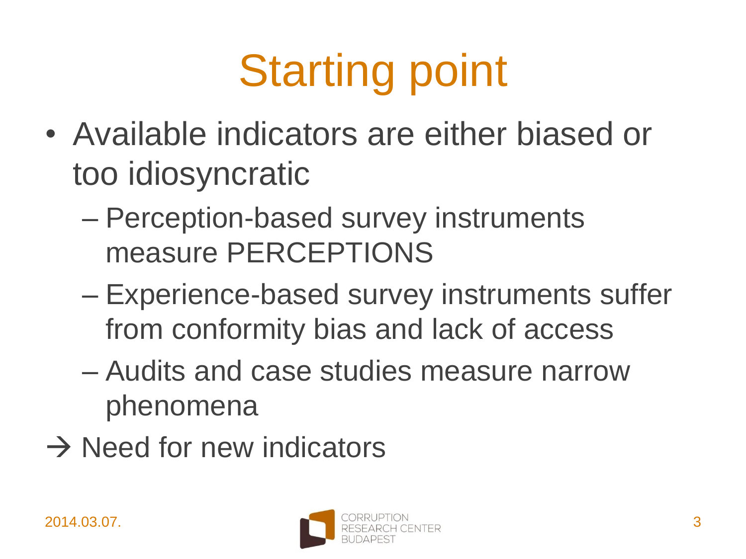# Starting point

- Available indicators are either biased or too idiosyncratic
  - Perception-based survey instruments measure PERCEPTIONS
  - Experience-based survey instruments suffer from conformity bias and lack of access
  - Audits and case studies measure narrow phenomena

→ Need for new indicators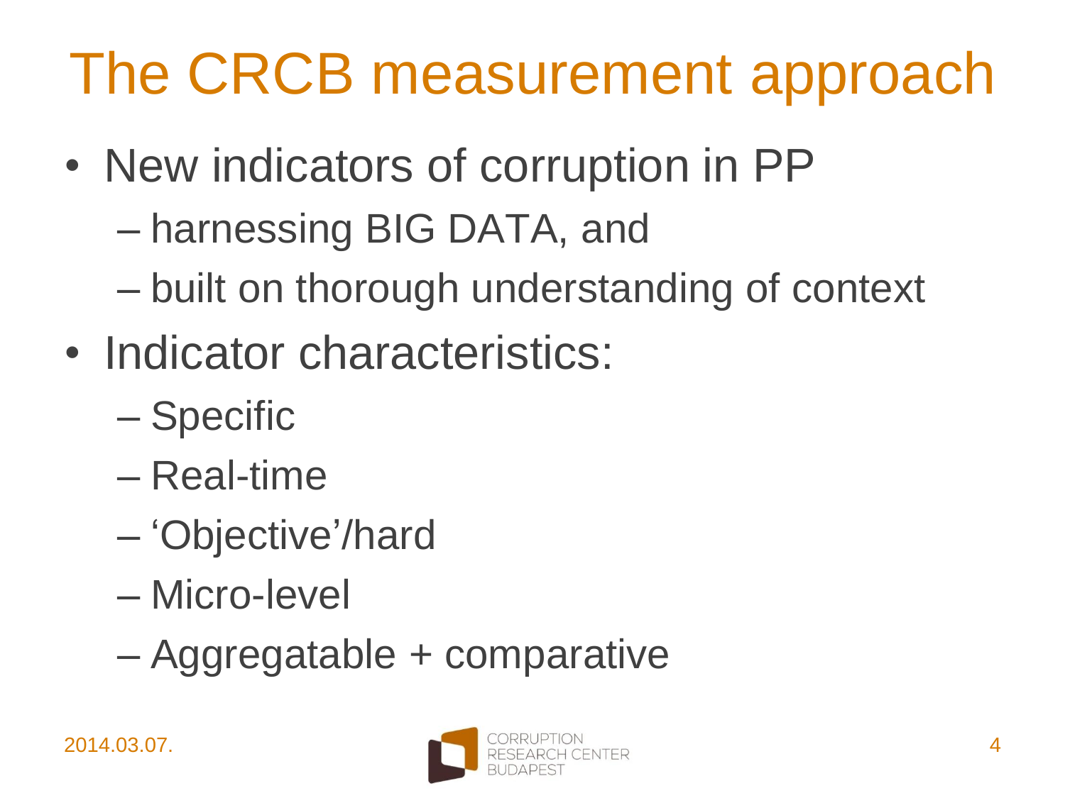# The CRCB measurement approach

- New indicators of corruption in PP
  - harnessing BIG DATA, and
  - built on thorough understanding of context
- Indicator characteristics:
  - Specific
  - Real-time
  - 'Objective'/hard
  - Micro-level
  - Aggregatable + comparative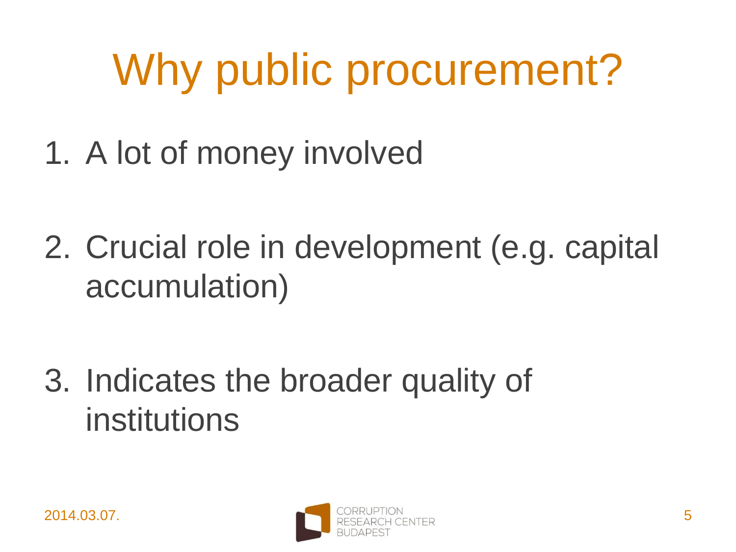# Why public procurement?

1. A lot of money involved

2. Crucial role in development (e.g. capital accumulation)

3. Indicates the broader quality of institutions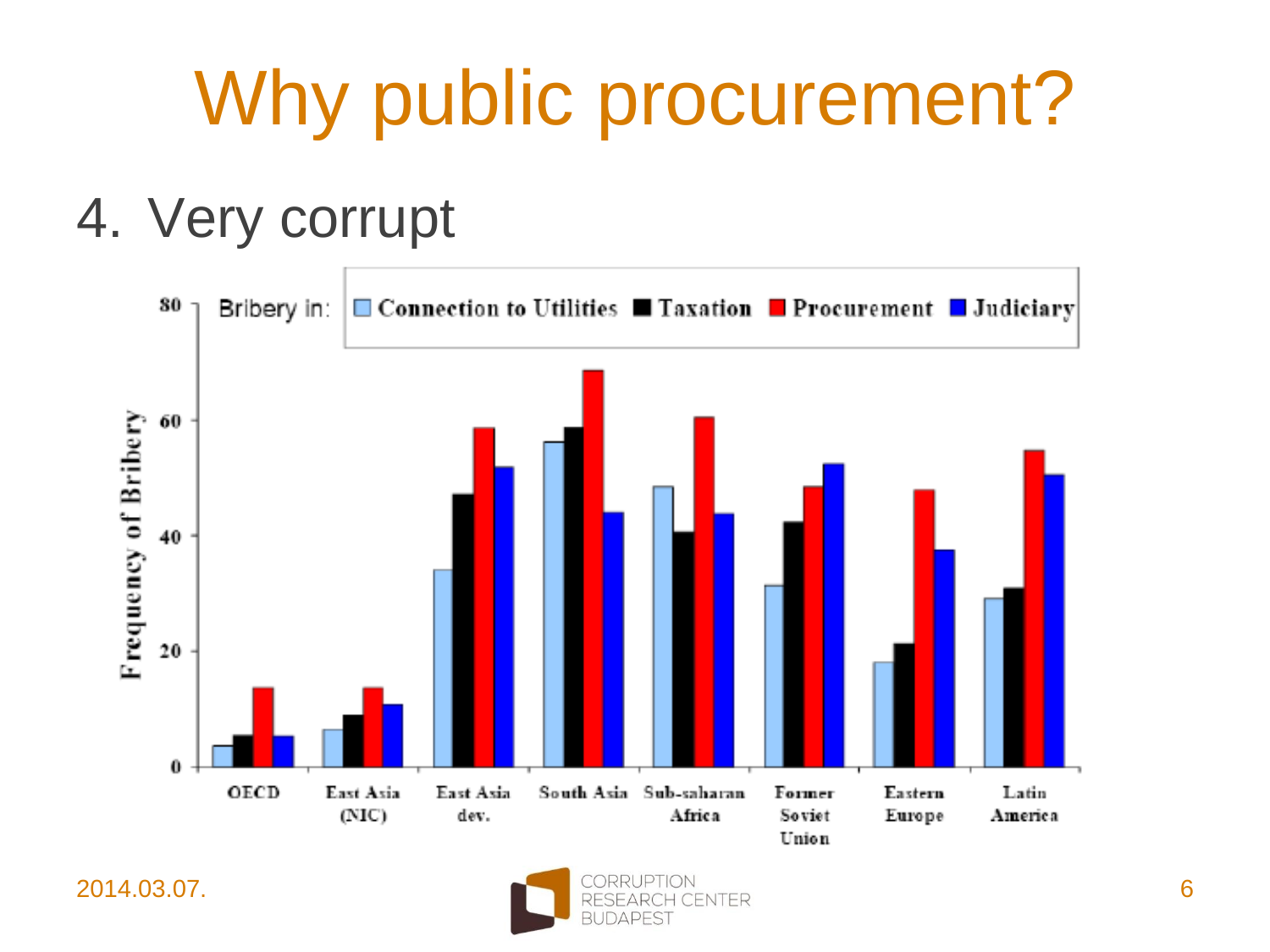# Why public procurement?

4. Very corrupt

Frequency of Bribery

Bribery in: Connection to Utilities, Taxation, Procurement, Judiciary

OECD | East Asia (NIC) | East Asia dev. | South Asia | Sub-saharan Africa | Former Soviet Union | Eastern Europe | Latin America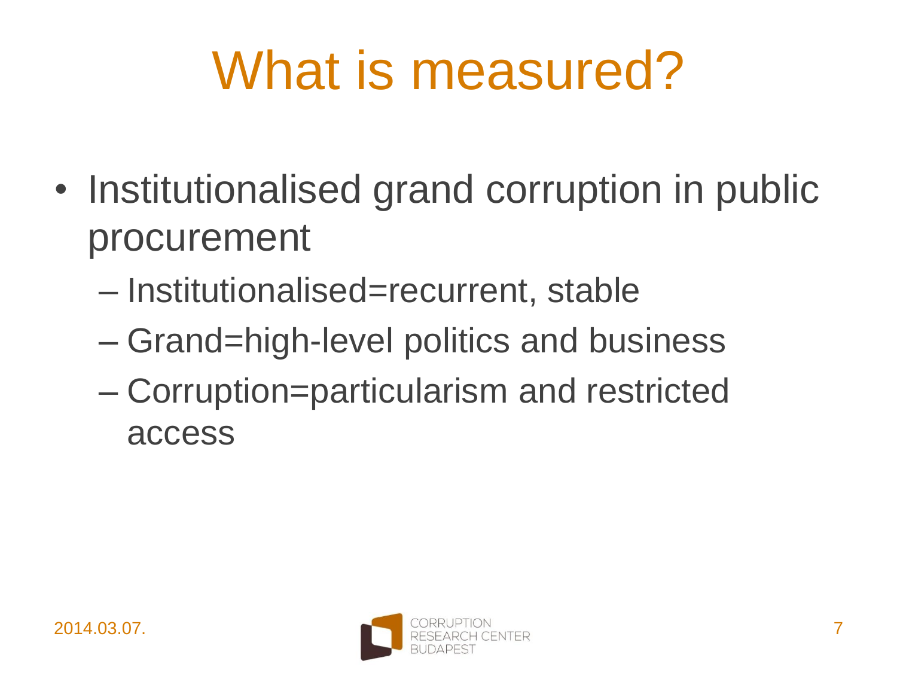# What is measured?

- Institutionalised grand corruption in public procurement
  - Institutionalised=recurrent, stable
  - Grand=high-level politics and business
  - Corruption=particularism and restricted access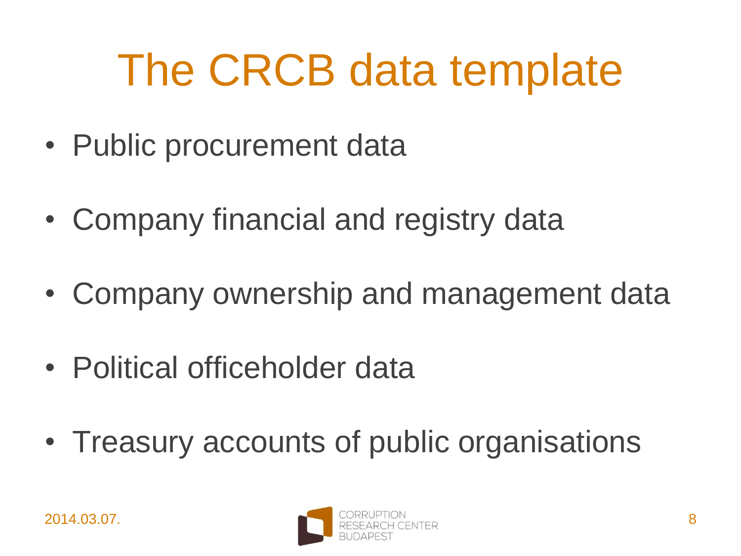# The CRCB data template

- Public procurement data
- Company financial and registry data
- Company ownership and management data
- Political officeholder data
- Treasury accounts of public organisations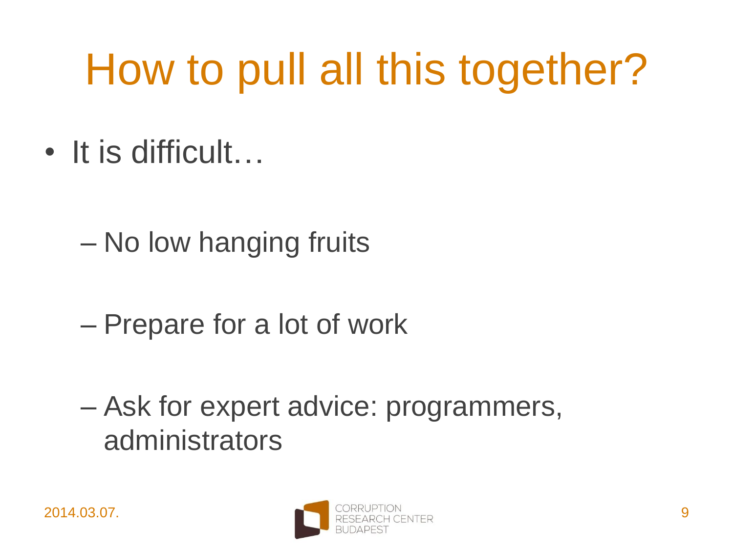# How to pull all this together?

- It is difficult…
  - No low hanging fruits
  - Prepare for a lot of work
  - Ask for expert advice: programmers, administrators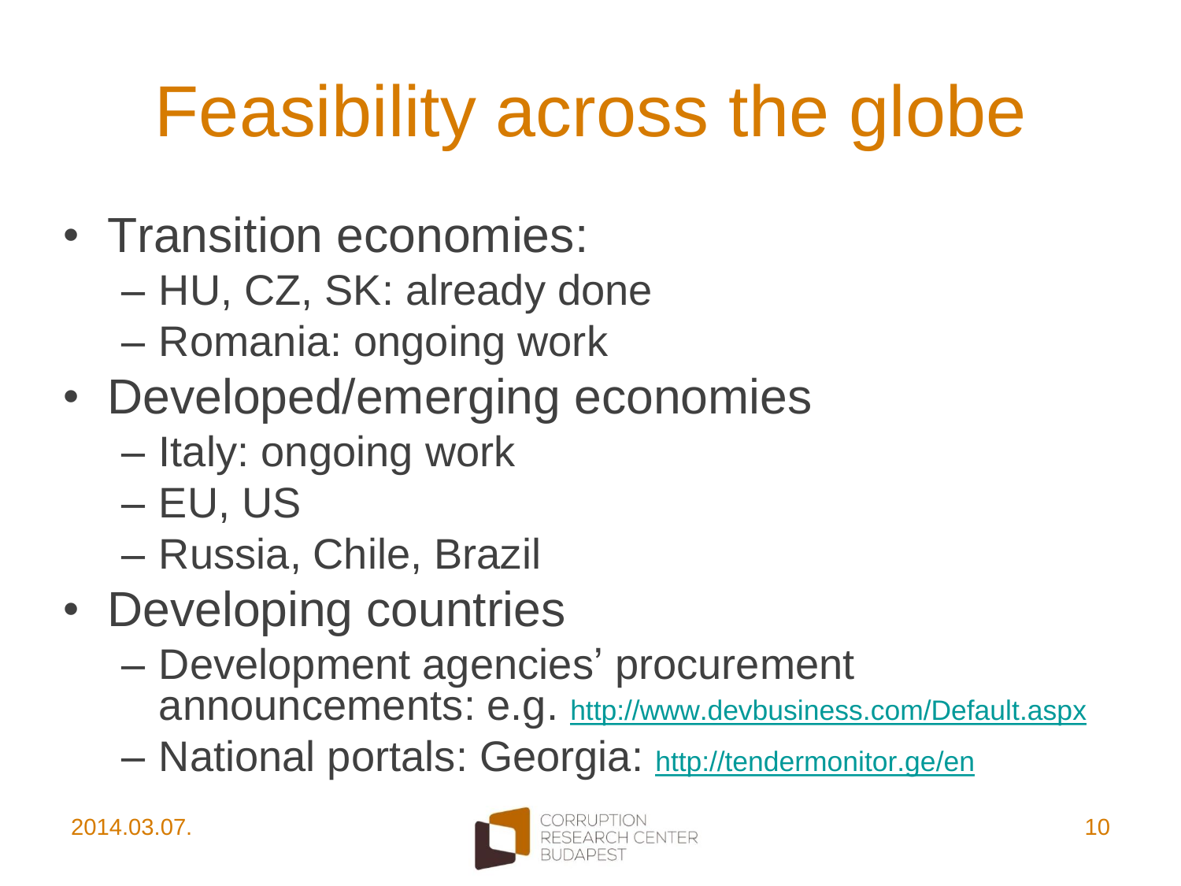# Feasibility across the globe

- Transition economies:
  - HU, CZ, SK: already done
  - Romania: ongoing work
- Developed/emerging economies
  - Italy: ongoing work
  - EU, US
  - Russia, Chile, Brazil
- Developing countries
  - Development agencies' procurement announcements: e.g. http://www.devbusiness.com/Default.aspx
  - National portals: Georgia: http://tendermonitor.ge/en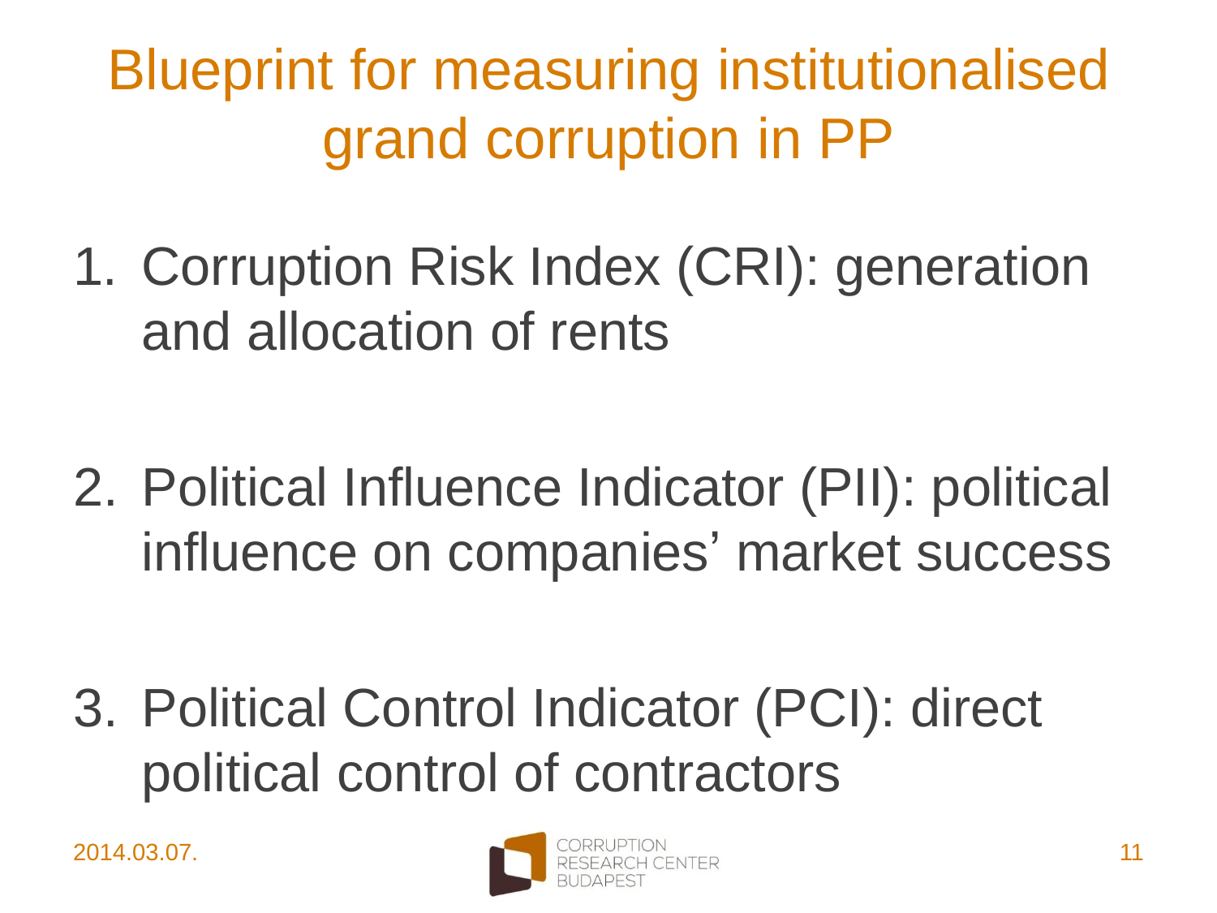# Blueprint for measuring institutionalised grand corruption in PP

1. Corruption Risk Index (CRI): generation and allocation of rents
2. Political Influence Indicator (PII): political influence on companies' market success
3. Political Control Indicator (PCI): direct political control of contractors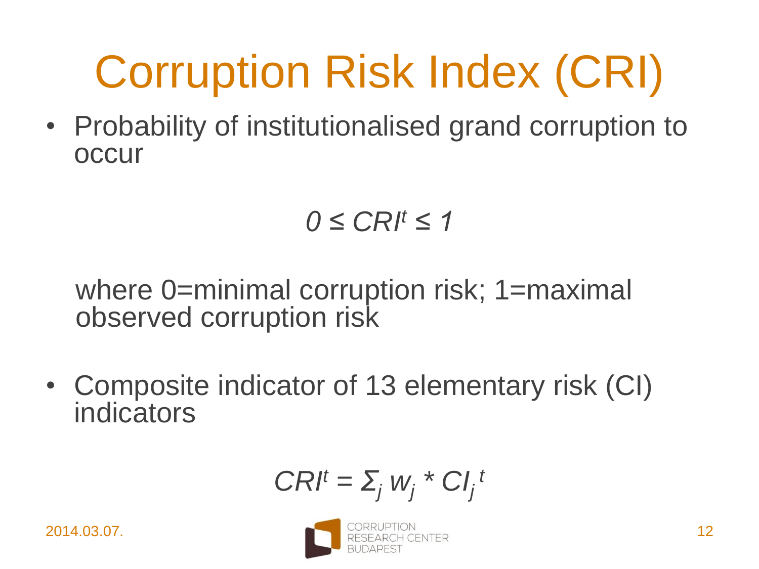# Corruption Risk Index (CRI)

- Probability of institutionalised grand corruption to occur

$$0 \leq CRI^t \leq 1$$

where 0=minimal corruption risk; 1=maximal observed corruption risk

- Composite indicator of 13 elementary risk (CI) indicators

$$CRI^t = \Sigma_j \, w_j * CI_j^{\,t}$$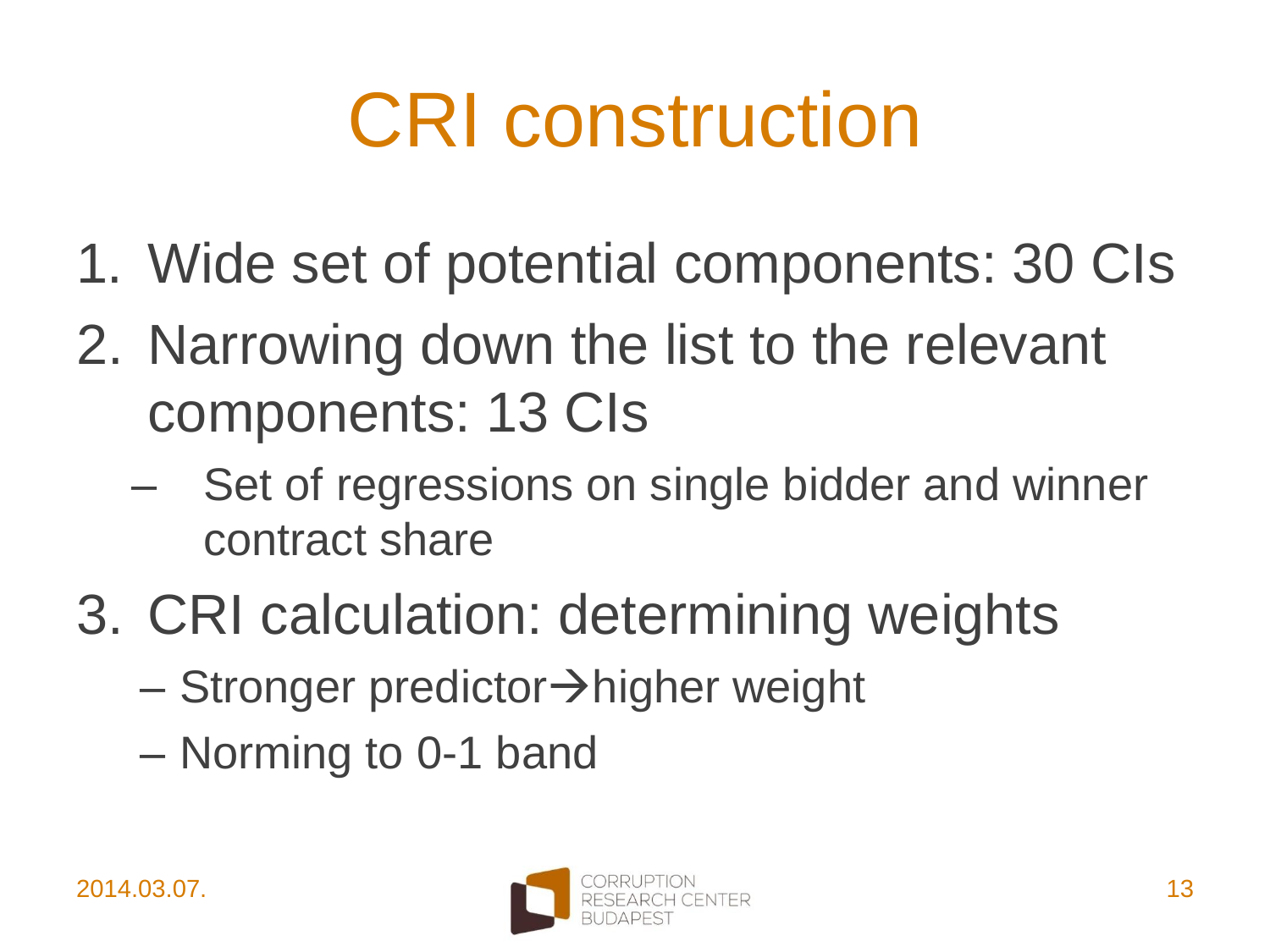# CRI construction

1. Wide set of potential components: 30 CIs
2. Narrowing down the list to the relevant components: 13 CIs
   - Set of regressions on single bidder and winner contract share
3. CRI calculation: determining weights
   - Stronger predictor→higher weight
   - Norming to 0-1 band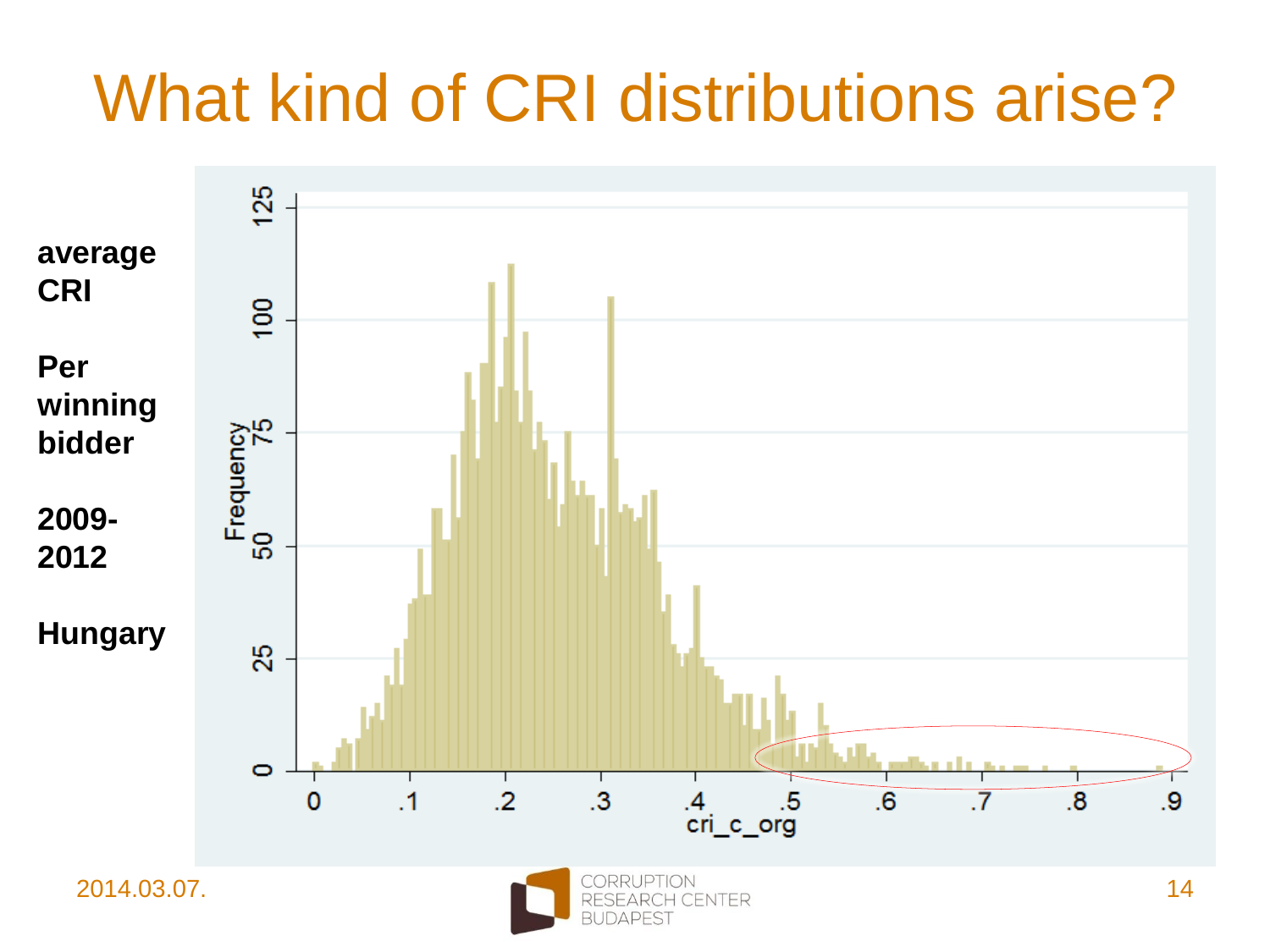# What kind of CRI distributions arise?

**average CRI**

**Per winning bidder**

**2009-2012**

**Hungary**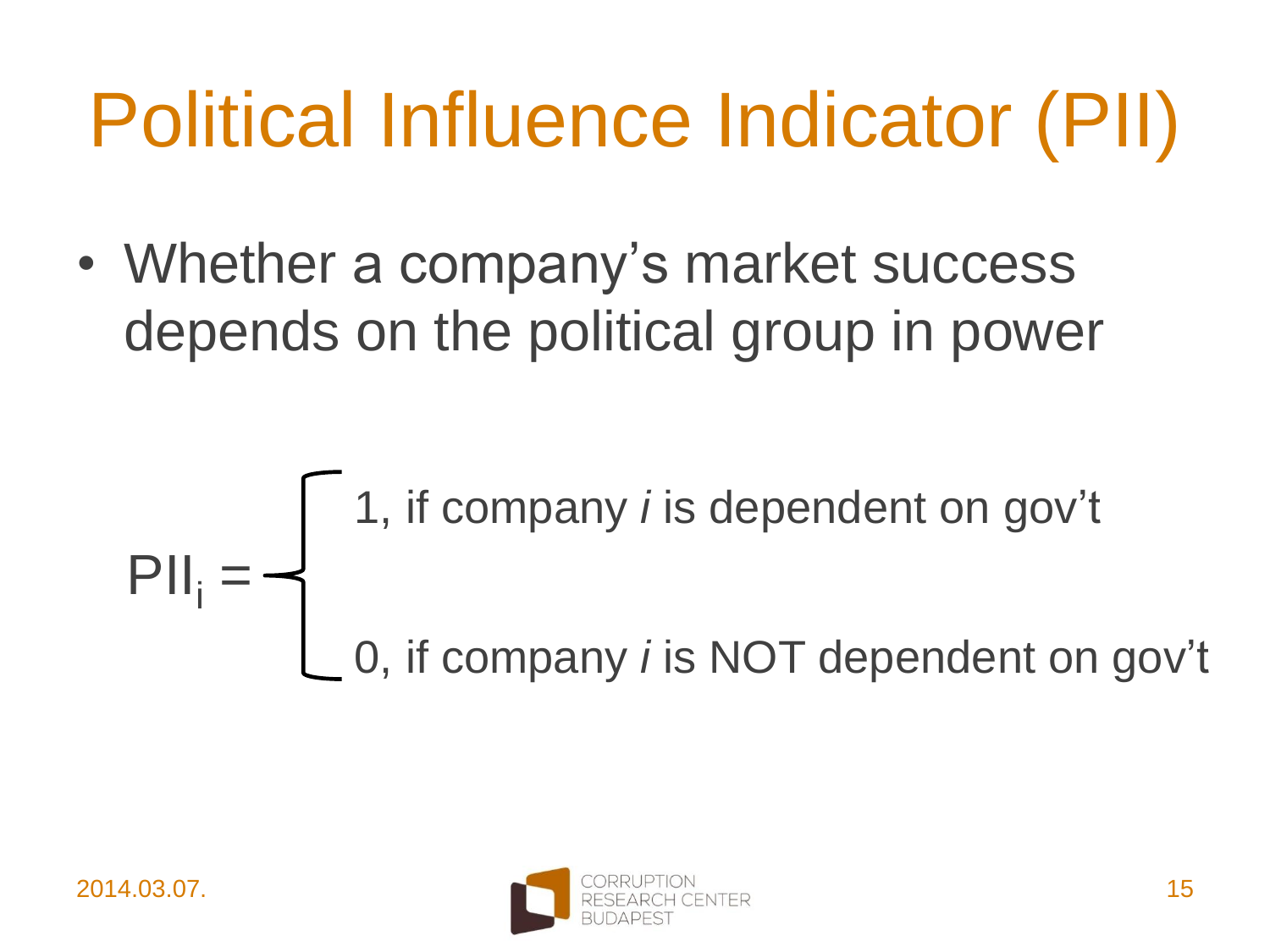# Political Influence Indicator (PII)

- Whether a company's market success depends on the political group in power

$$
PII_i = \begin{cases} 1, & \text{if company } i \text{ is dependent on gov't} \\ 0, & \text{if company } i \text{ is NOT dependent on gov't} \end{cases}
$$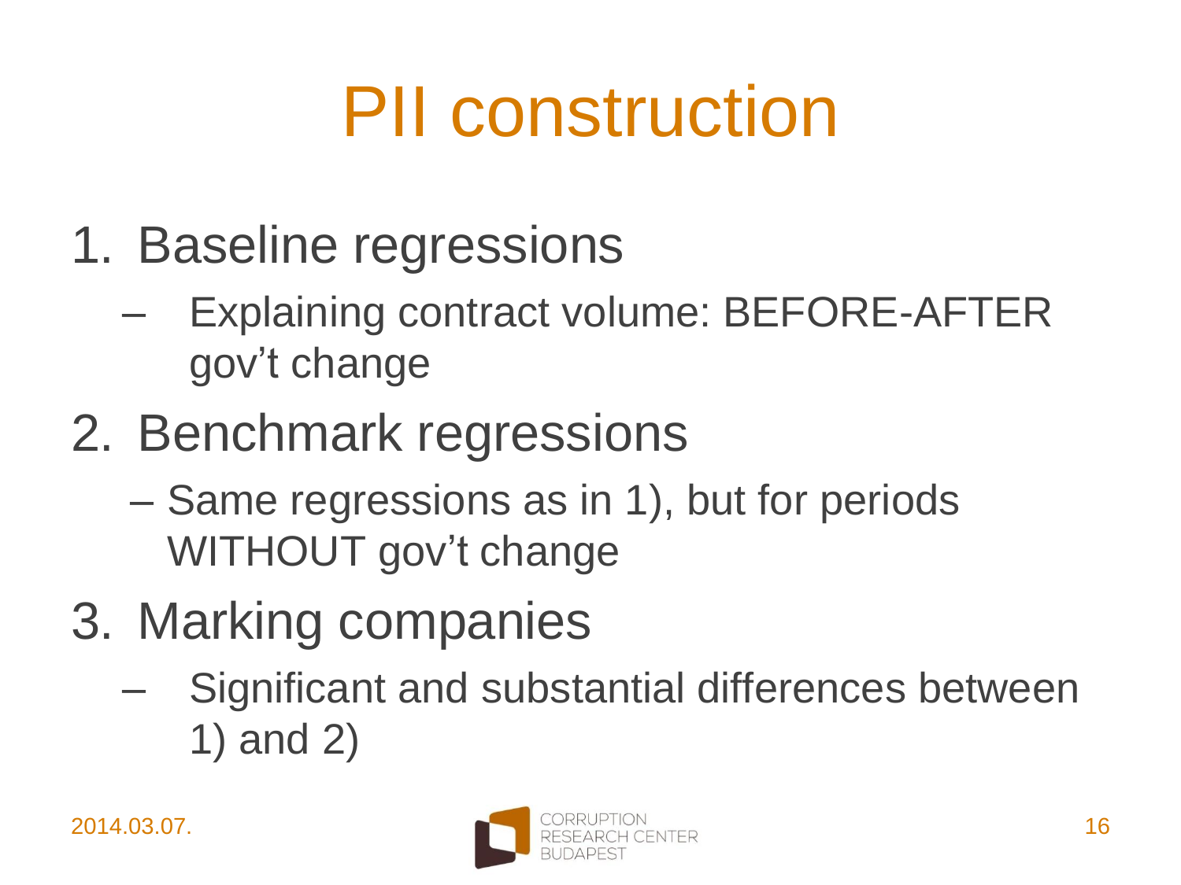# PII construction

1. Baseline regressions
   - Explaining contract volume: BEFORE-AFTER gov't change
2. Benchmark regressions
   - Same regressions as in 1), but for periods WITHOUT gov't change
3. Marking companies
   - Significant and substantial differences between 1) and 2)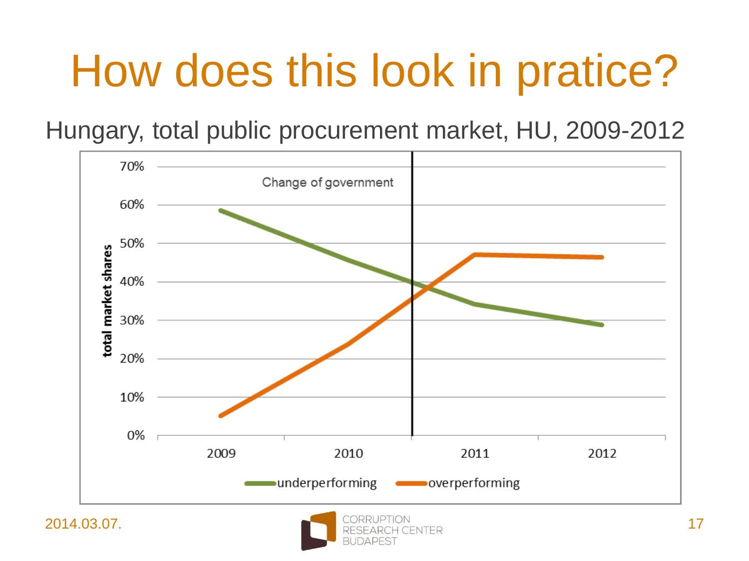# How does this look in pratice?

Hungary, total public procurement market, HU, 2009-2012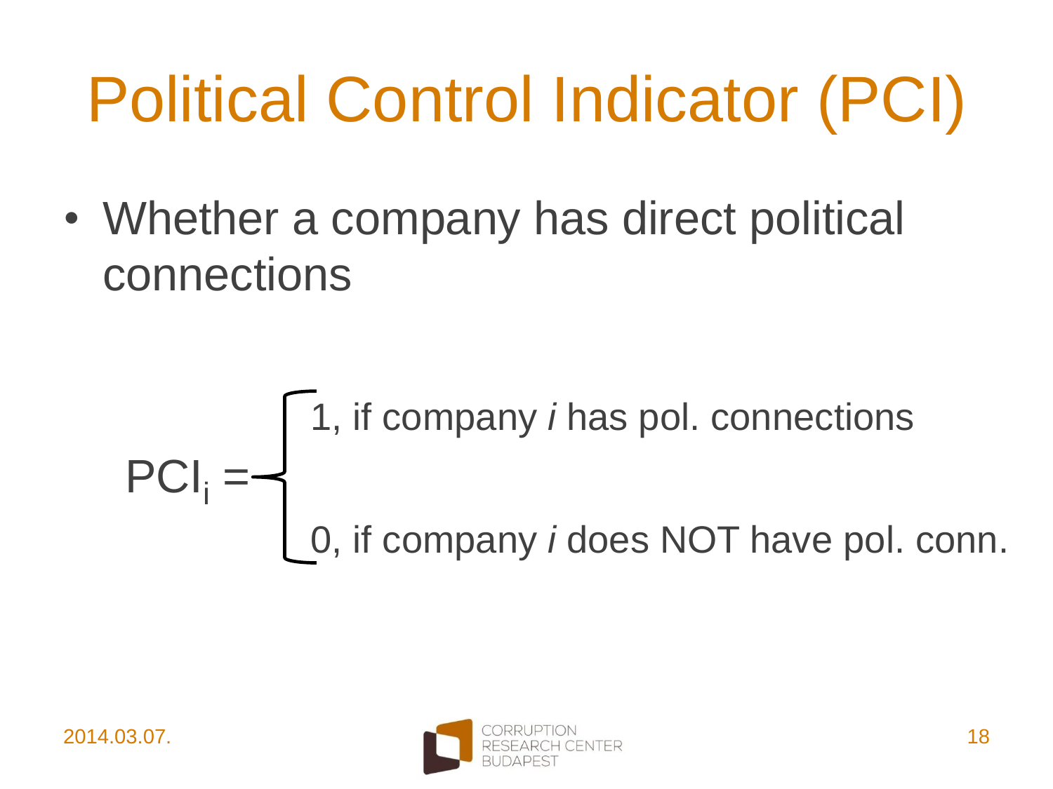# Political Control Indicator (PCI)

- Whether a company has direct political connections

$$PCI_i = \begin{cases} 1, \text{ if company } i \text{ has pol. connections} \\ 0, \text{ if company } i \text{ does NOT have pol. conn.} \end{cases}$$

2014.03.07.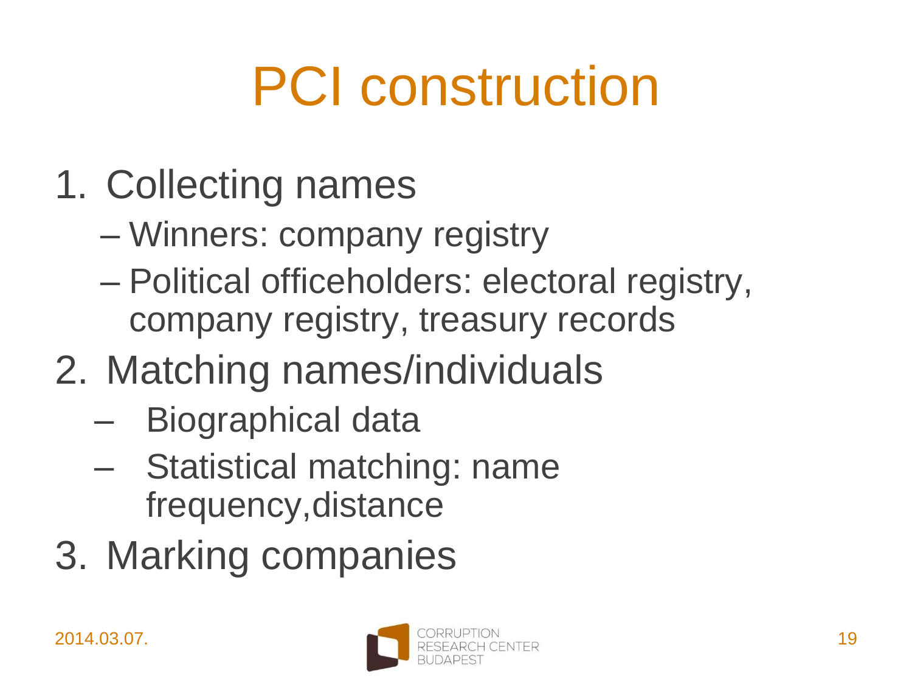# PCI construction

1. Collecting names
   - Winners: company registry
   - Political officeholders: electoral registry, company registry, treasury records
2. Matching names/individuals
   - Biographical data
   - Statistical matching: name frequency,distance
3. Marking companies

2014.03.07.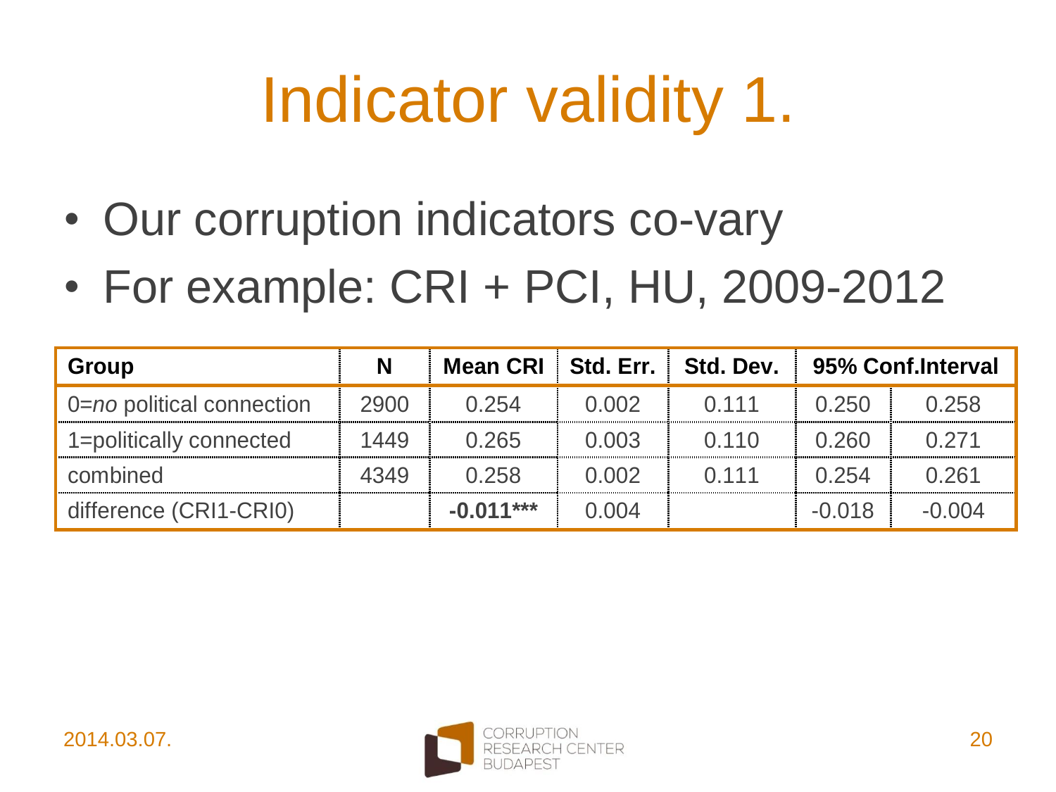# Indicator validity 1.

- Our corruption indicators co-vary
- For example: CRI + PCI, HU, 2009-2012

| **Group** | **N** | **Mean CRI** | **Std. Err.** | **Std. Dev.** | **95% Conf.Interval** | |
|---|---|---|---|---|---|---|
| 0=*no* political connection | 2900 | 0.254 | 0.002 | 0.111 | 0.250 | 0.258 |
| 1=politically connected | 1449 | 0.265 | 0.003 | 0.110 | 0.260 | 0.271 |
| combined | 4349 | 0.258 | 0.002 | 0.111 | 0.254 | 0.261 |
| difference (CRI1-CRI0) | | **-0.011*** ** | 0.004 | | -0.018 | -0.004 |

2014.03.07.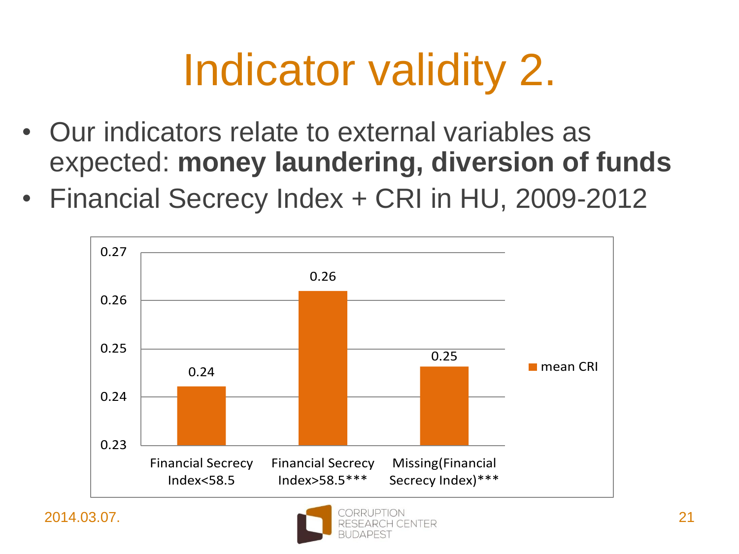# Indicator validity 2.

- Our indicators relate to external variables as expected: **money laundering, diversion of funds**
- Financial Secrecy Index + CRI in HU, 2009-2012

| | mean CRI |
|---|---|
| Financial Secrecy Index<58.5 | 0.24 |
| Financial Secrecy Index>58.5*** | 0.26 |
| Missing(Financial Secrecy Index)*** | 0.25 |

2014.03.07.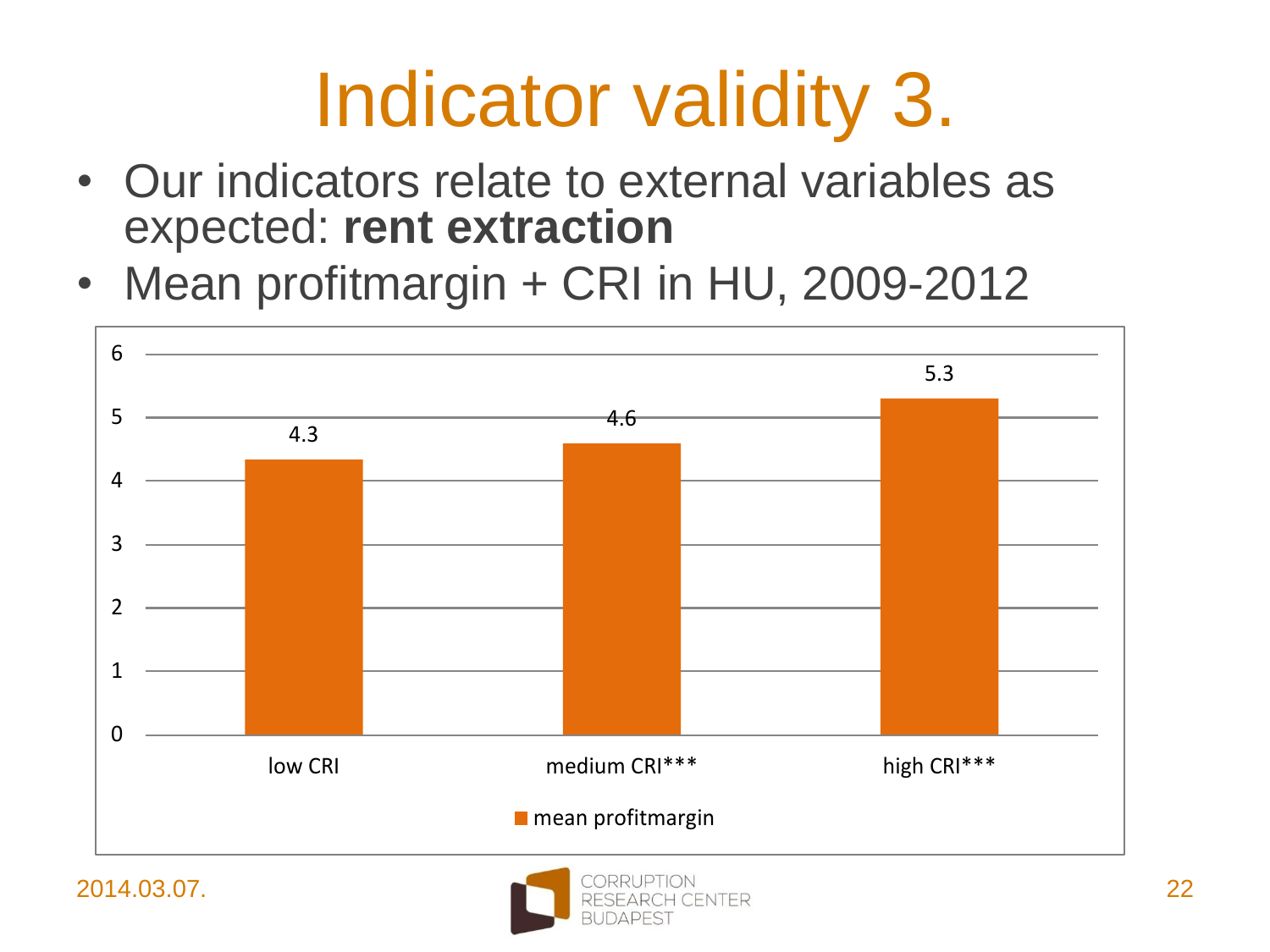# Indicator validity 3.

- Our indicators relate to external variables as expected: **rent extraction**
- Mean profitmargin + CRI in HU, 2009-2012

| | mean profitmargin |
|---|---|
| low CRI | 4.3 |
| medium CRI*** | 4.6 |
| high CRI*** | 5.3 |

2014.03.07.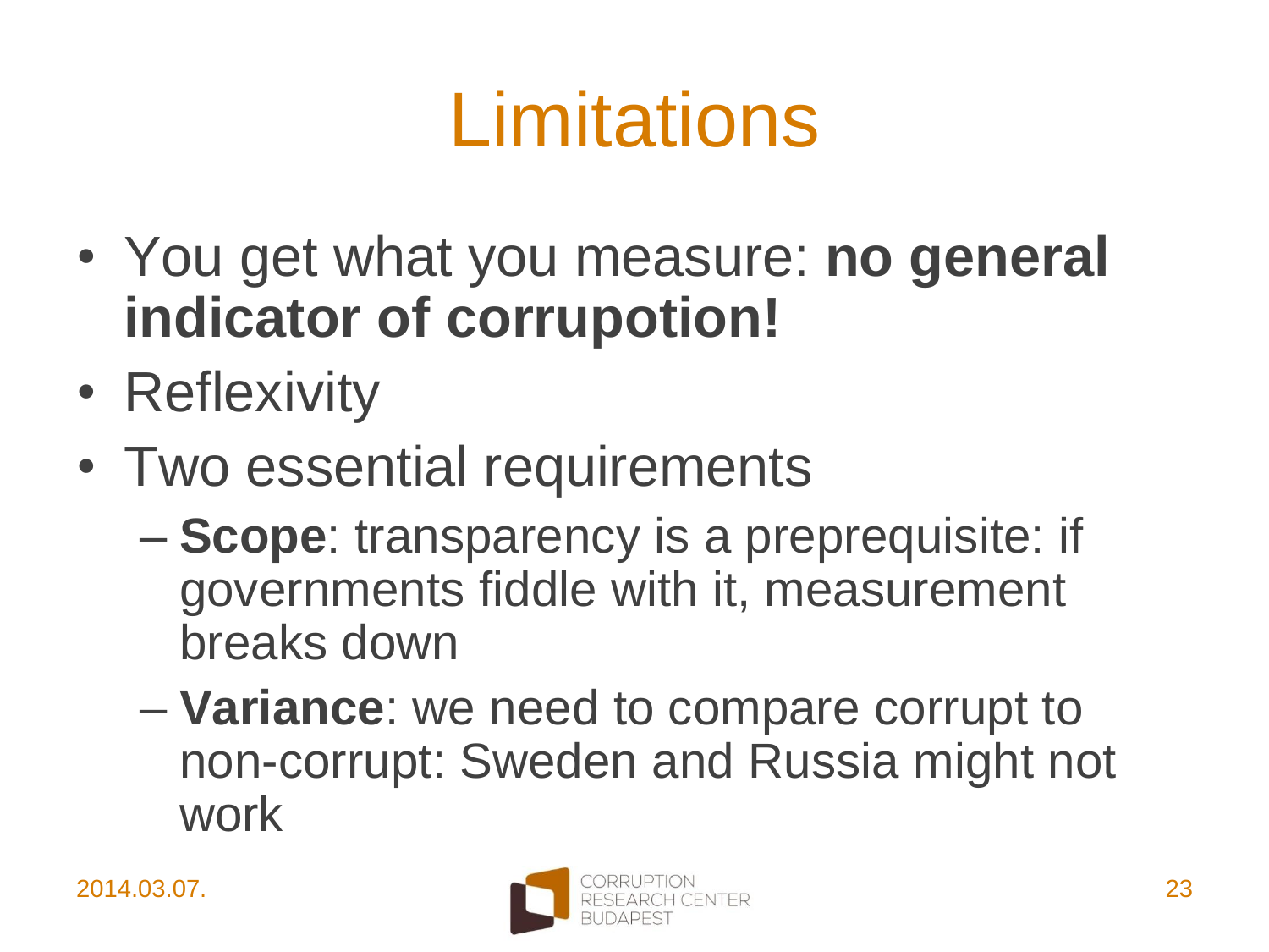# Limitations

- You get what you measure: **no general indicator of corrupotion!**
- Reflexivity
- Two essential requirements
  - **Scope**: transparency is a preprequisite: if governments fiddle with it, measurement breaks down
  - **Variance**: we need to compare corrupt to non-corrupt: Sweden and Russia might not work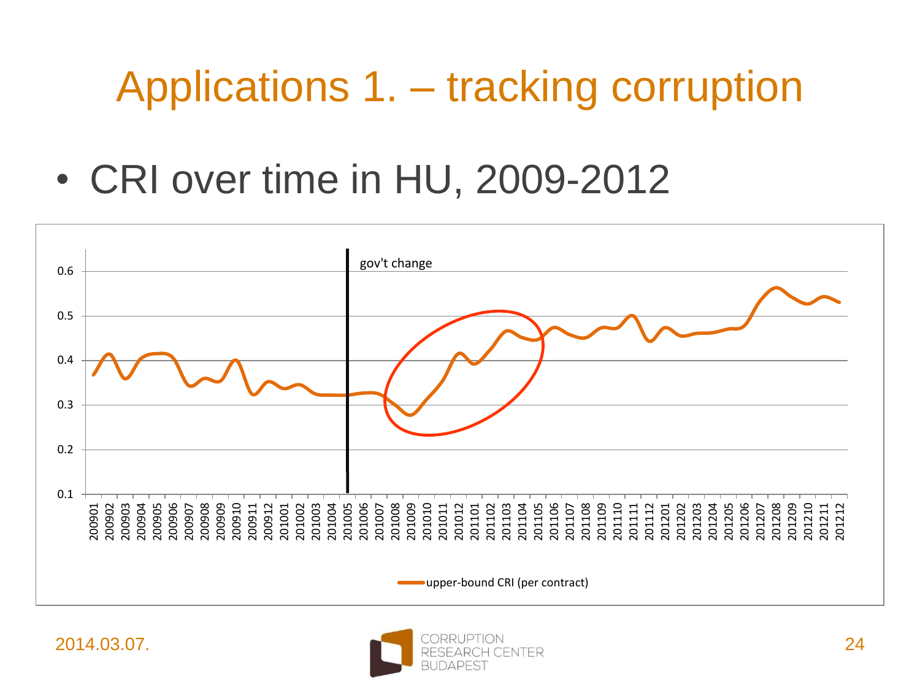# Applications 1. – tracking corruption

- CRI over time in HU, 2009-2012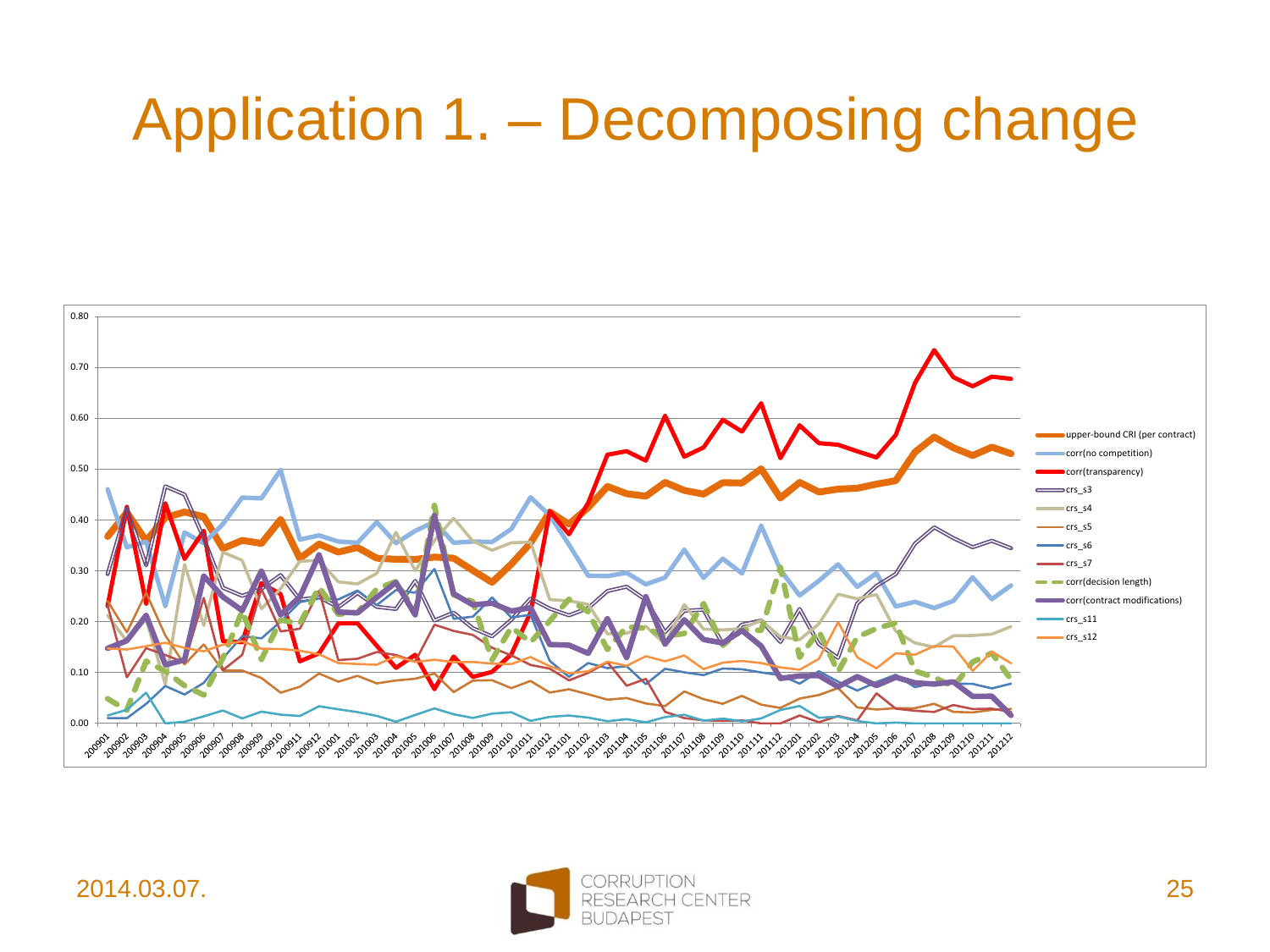# Application 1. – Decomposing change

upper-bound CRI (per contract)
corr(no competition)
corr(transparency)
crs_s3
crs_s4
crs_s5
crs_s6
crs_s7
corr(decision length)
corr(contract modifications)
crs_s11
crs_s12

2014.03.07.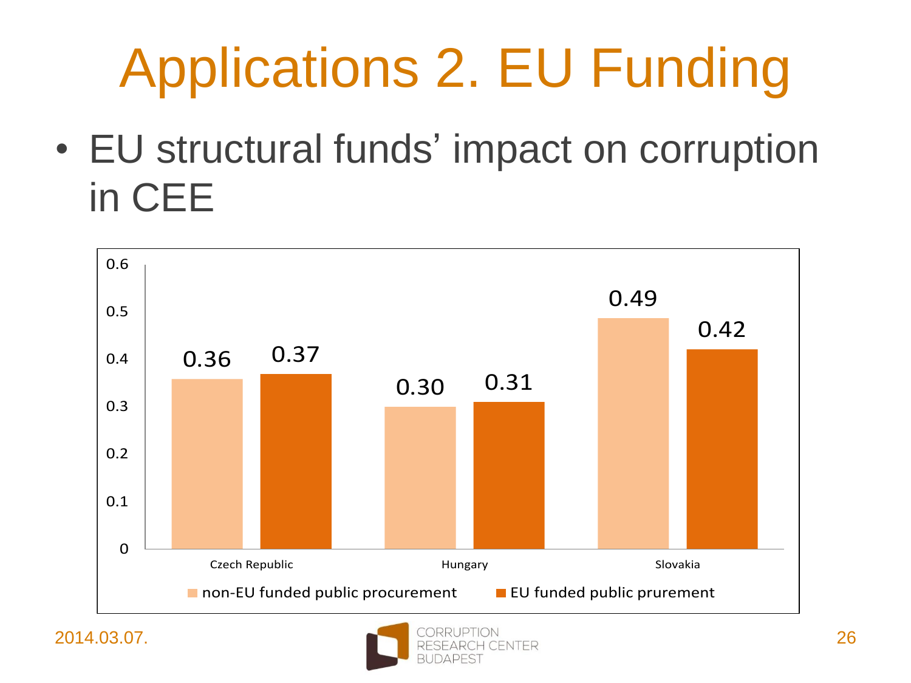# Applications 2. EU Funding

- EU structural funds' impact on corruption in CEE

| | non-EU funded public procurement | EU funded public pruremement |
|---|---|---|
| Czech Republic | 0.36 | 0.37 |
| Hungary | 0.30 | 0.31 |
| Slovakia | 0.49 | 0.42 |

2014.03.07.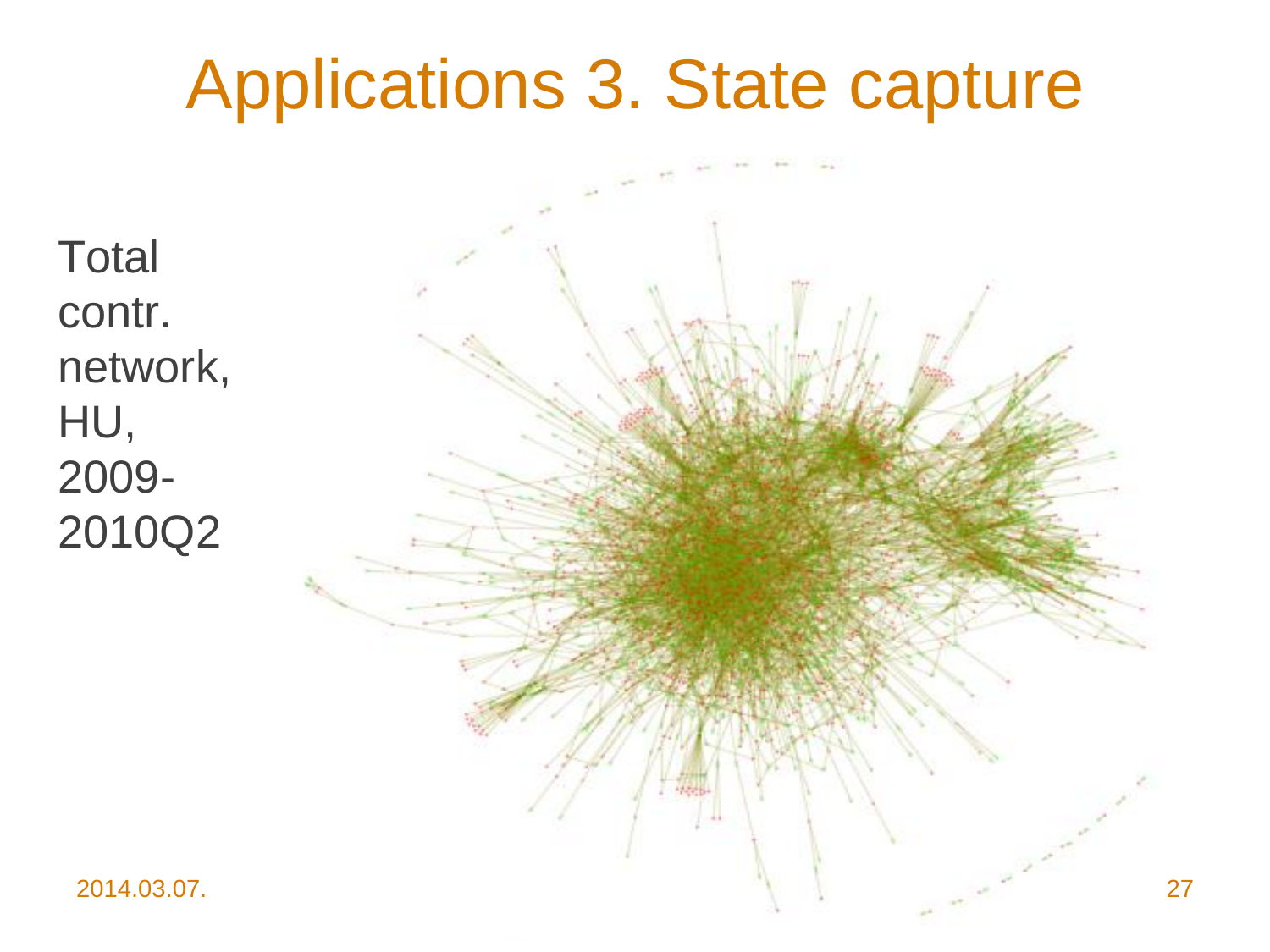# Applications 3. State capture

Total contr. network, HU, 2009-2010Q2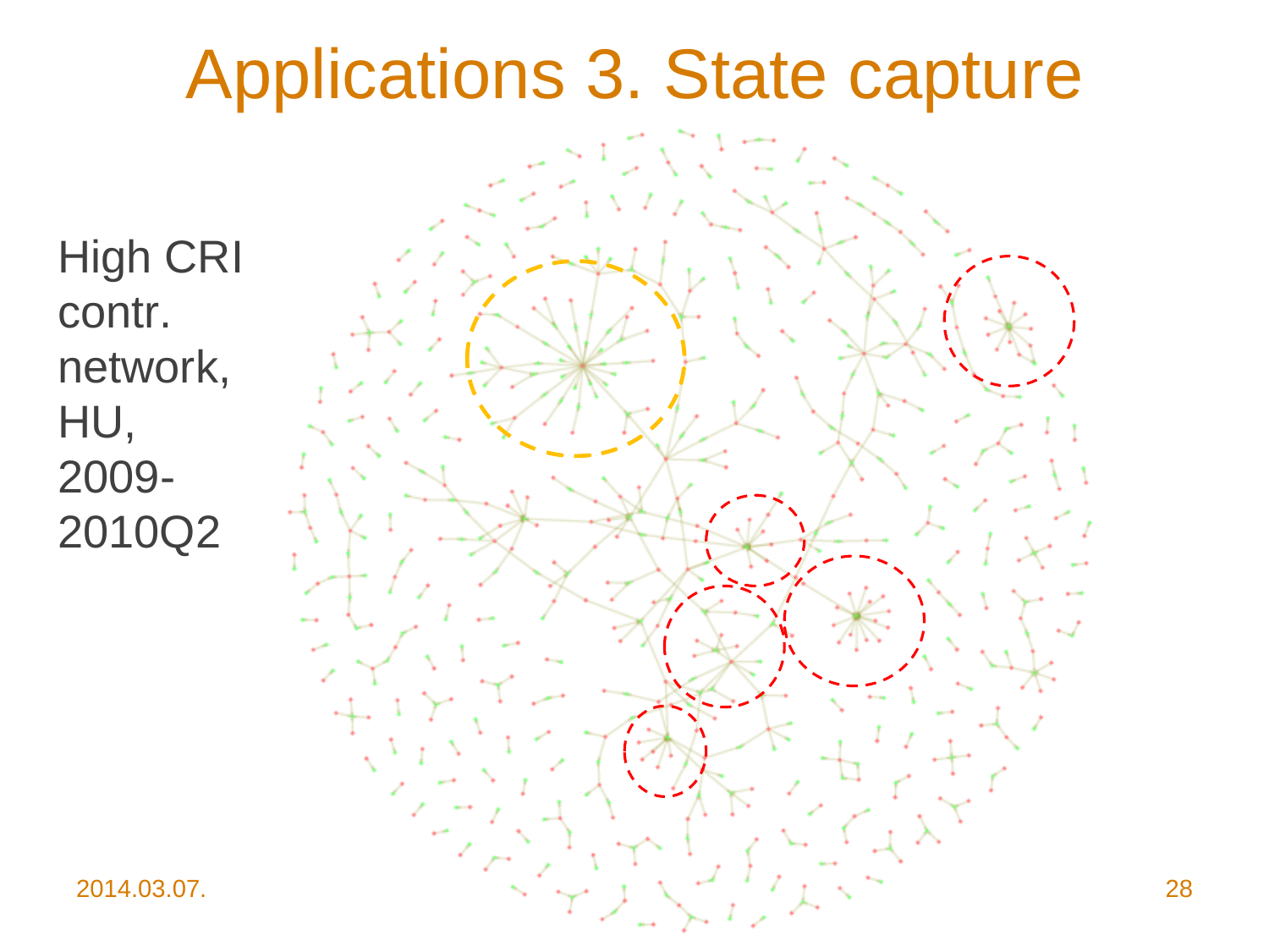# Applications 3. State capture

High CRI contr. network, HU, 2009-2010Q2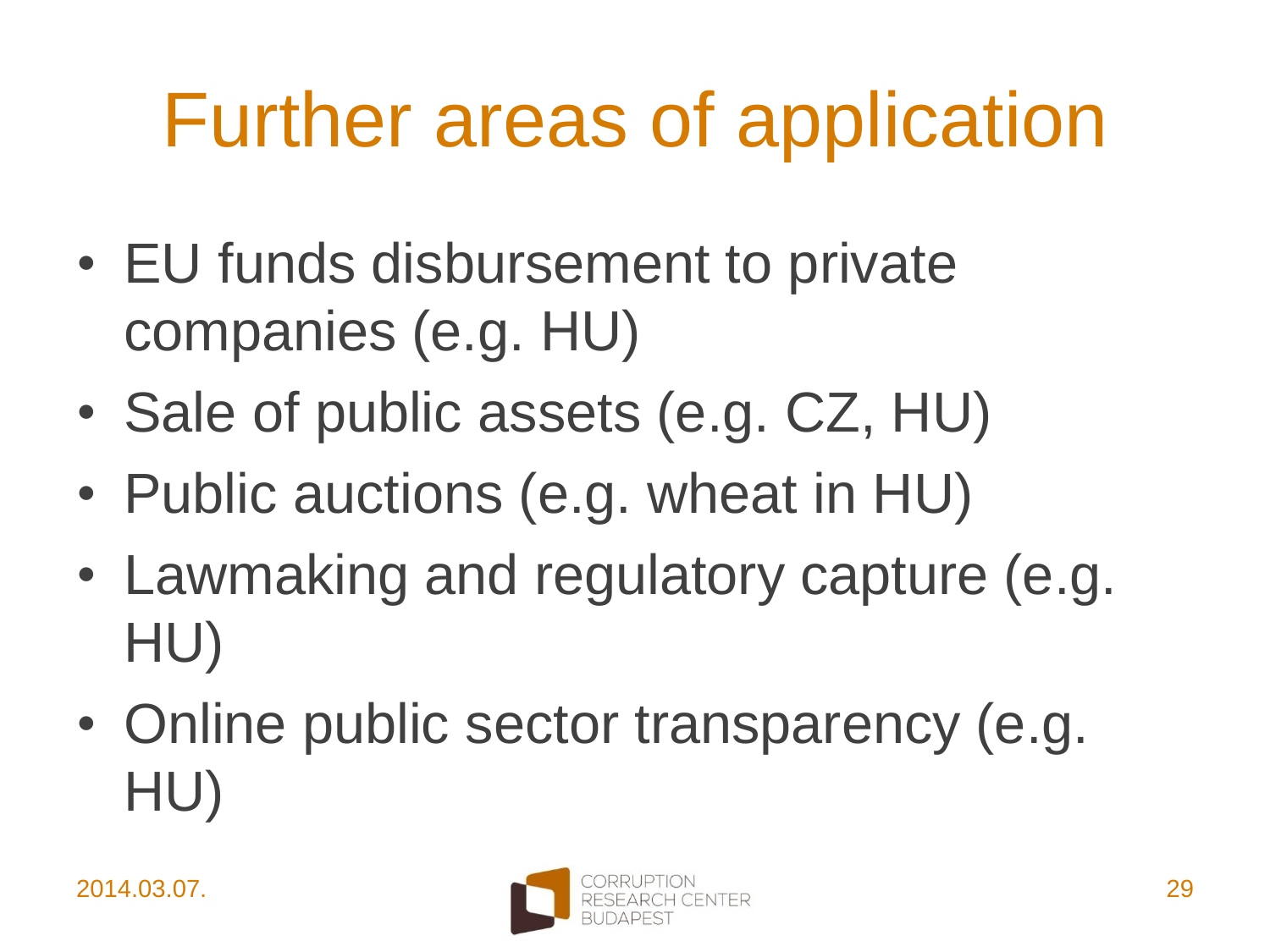# Further areas of application

- EU funds disbursement to private companies (e.g. HU)
- Sale of public assets (e.g. CZ, HU)
- Public auctions (e.g. wheat in HU)
- Lawmaking and regulatory capture (e.g. HU)
- Online public sector transparency (e.g. HU)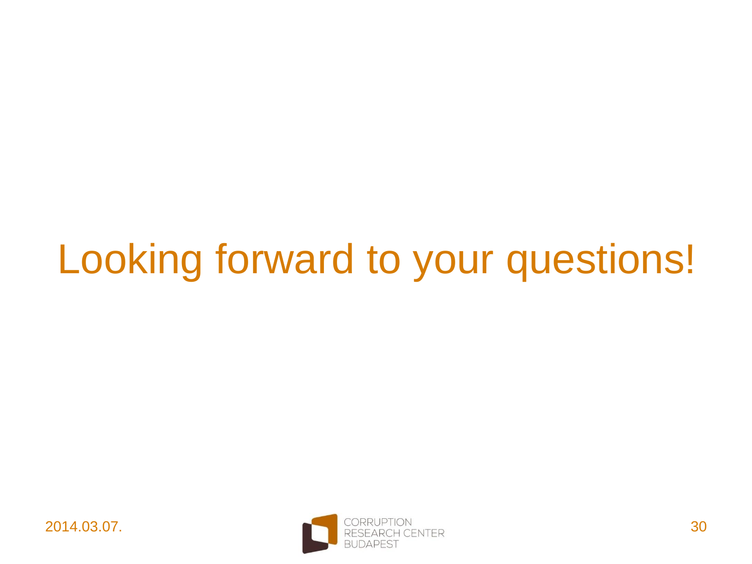# Looking forward to your questions!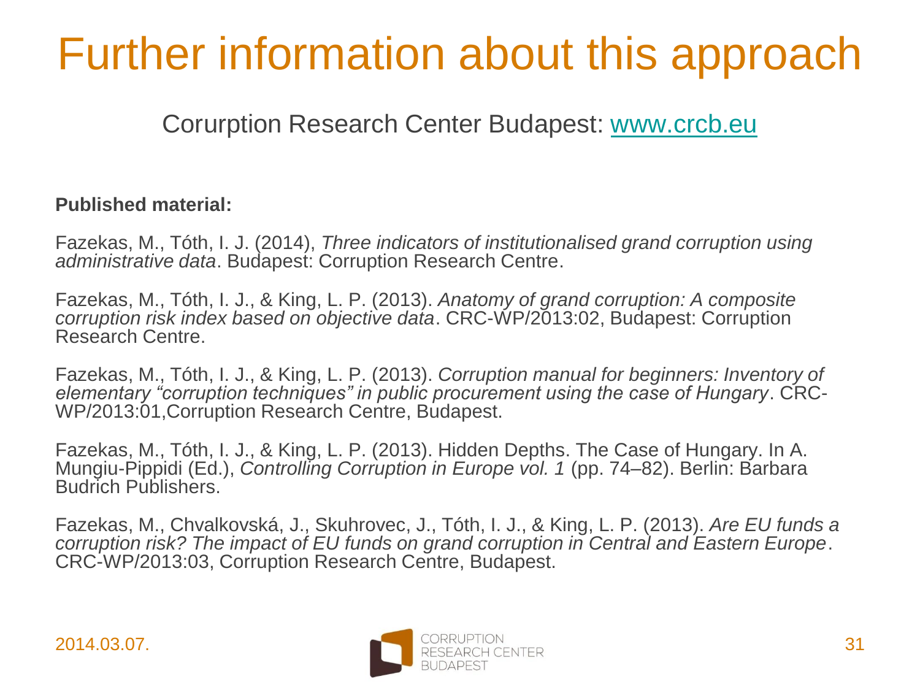# Further information about this approach

Corurption Research Center Budapest: [www.crcb.eu](http://www.crcb.eu)

**Published material:**

Fazekas, M., Tóth, I. J. (2014), *Three indicators of institutionalised grand corruption using administrative data*. Budapest: Corruption Research Centre.

Fazekas, M., Tóth, I. J., & King, L. P. (2013). *Anatomy of grand corruption: A composite corruption risk index based on objective data*. CRC-WP/2013:02, Budapest: Corruption Research Centre.

Fazekas, M., Tóth, I. J., & King, L. P. (2013). *Corruption manual for beginners: Inventory of elementary "corruption techniques" in public procurement using the case of Hungary*. CRC-WP/2013:01,Corruption Research Centre, Budapest.

Fazekas, M., Tóth, I. J., & King, L. P. (2013). Hidden Depths. The Case of Hungary. In A. Mungiu-Pippidi (Ed.), *Controlling Corruption in Europe vol. 1* (pp. 74–82). Berlin: Barbara Budrich Publishers.

Fazekas, M., Chvalkovská, J., Skuhrovec, J., Tóth, I. J., & King, L. P. (2013). *Are EU funds a corruption risk? The impact of EU funds on grand corruption in Central and Eastern Europe*. CRC-WP/2013:03, Corruption Research Centre, Budapest.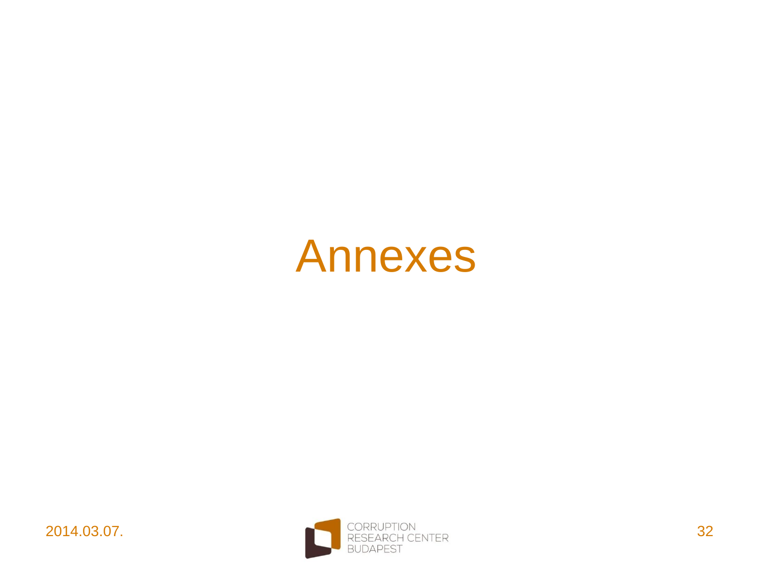# Annexes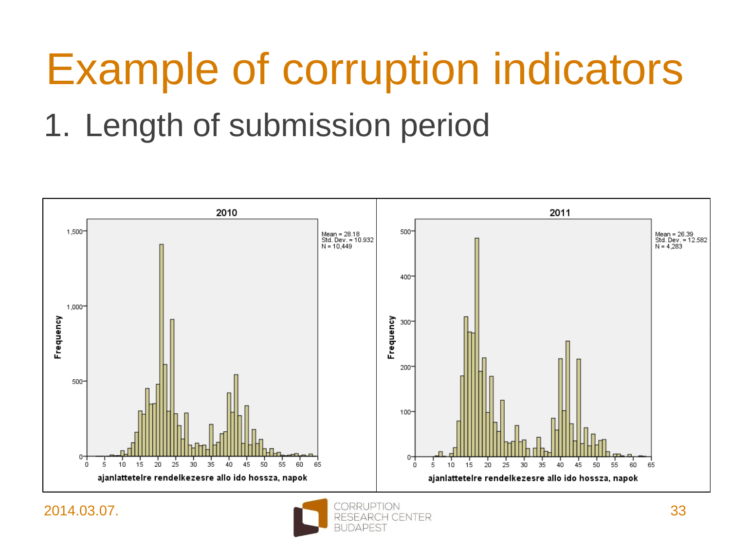# Example of corruption indicators

1. Length of submission period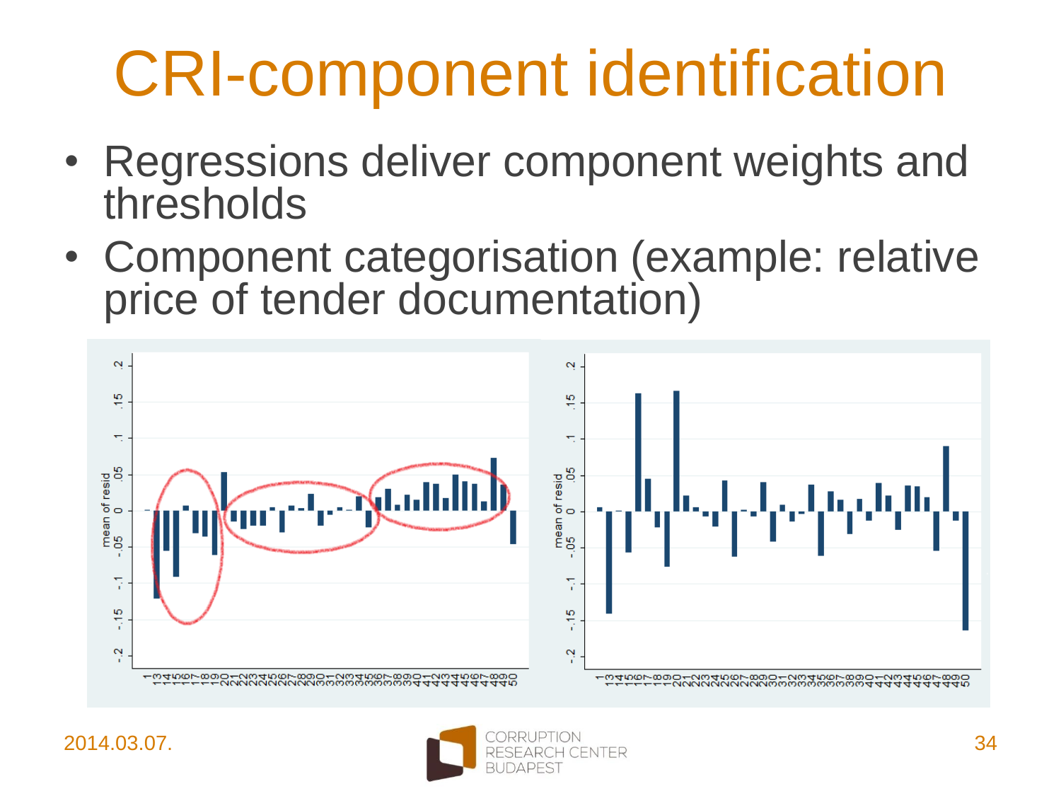# CRI-component identification

- Regressions deliver component weights and thresholds
- Component categorisation (example: relative price of tender documentation)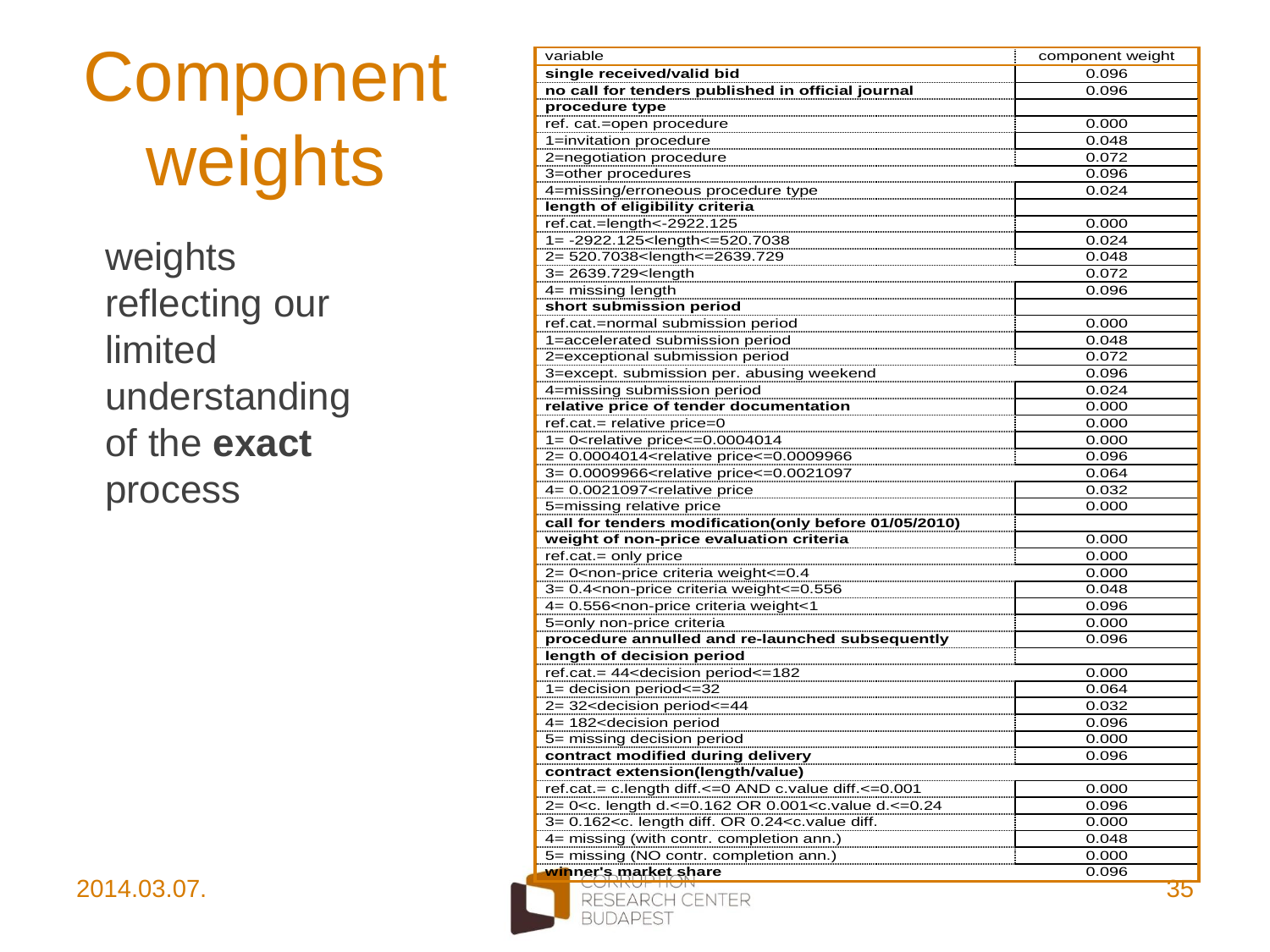# Component weights

weights reflecting our limited understanding of the **exact** process

| variable | component weight |
|---|---|
| **single received/valid bid** | 0.096 |
| **no call for tenders published in official journal** | 0.096 |
| **procedure type** | |
| ref. cat.=open procedure | 0.000 |
| 1=invitation procedure | 0.048 |
| 2=negotiation procedure | 0.072 |
| 3=other procedures | 0.096 |
| 4=missing/erroneous procedure type | 0.024 |
| **length of eligibility criteria** | |
| ref.cat.=length<-2922.125 | 0.000 |
| 1= -2922.125<length<=520.7038 | 0.024 |
| 2= 520.7038<length<=2639.729 | 0.048 |
| 3= 2639.729<length | 0.072 |
| 4= missing length | 0.096 |
| **short submission period** | |
| ref.cat.=normal submission period | 0.000 |
| 1=accelerated submission period | 0.048 |
| 2=exceptional submission period | 0.072 |
| 3=except. submission per. abusing weekend | 0.096 |
| 4=missing submission period | 0.024 |
| **relative price of tender documentation** | 0.000 |
| ref.cat.= relative price=0 | 0.000 |
| 1= 0<relative price<=0.0004014 | 0.000 |
| 2= 0.0004014<relative price<=0.0009966 | 0.096 |
| 3= 0.0009966<relative price<=0.0021097 | 0.064 |
| 4= 0.0021097<relative price | 0.032 |
| 5=missing relative price | 0.000 |
| **call for tenders modification(only before 01/05/2010)** | |
| **weight of non-price evaluation criteria** | 0.000 |
| ref.cat.= only price | 0.000 |
| 2= 0<non-price criteria weight<=0.4 | 0.000 |
| 3= 0.4<non-price criteria weight<=0.556 | 0.048 |
| 4= 0.556<non-price criteria weight<1 | 0.096 |
| 5=only non-price criteria | 0.000 |
| **procedure annulled and re-launched subsequently** | 0.096 |
| **length of decision period** | |
| ref.cat.= 44<decision period<=182 | 0.000 |
| 1= decision period<=32 | 0.064 |
| 2= 32<decision period<=44 | 0.032 |
| 4= 182<decision period | 0.096 |
| 5= missing decision period | 0.000 |
| **contract modified during delivery** | 0.096 |
| **contract extension(length/value)** | |
| ref.cat.= c.length diff.<=0 AND c.value diff.<=0.001 | 0.000 |
| 2= 0<c. length d.<=0.162 OR 0.001<c.value d.<=0.24 | 0.096 |
| 3= 0.162<c. length diff. OR 0.24<c.value diff. | 0.000 |
| 4= missing (with contr. completion ann.) | 0.048 |
| 5= missing (NO contr. completion ann.) | 0.000 |
| **winner's market share** | 0.096 |

2014.03.07.

CORRUPTION RESEARCH CENTER BUDAPEST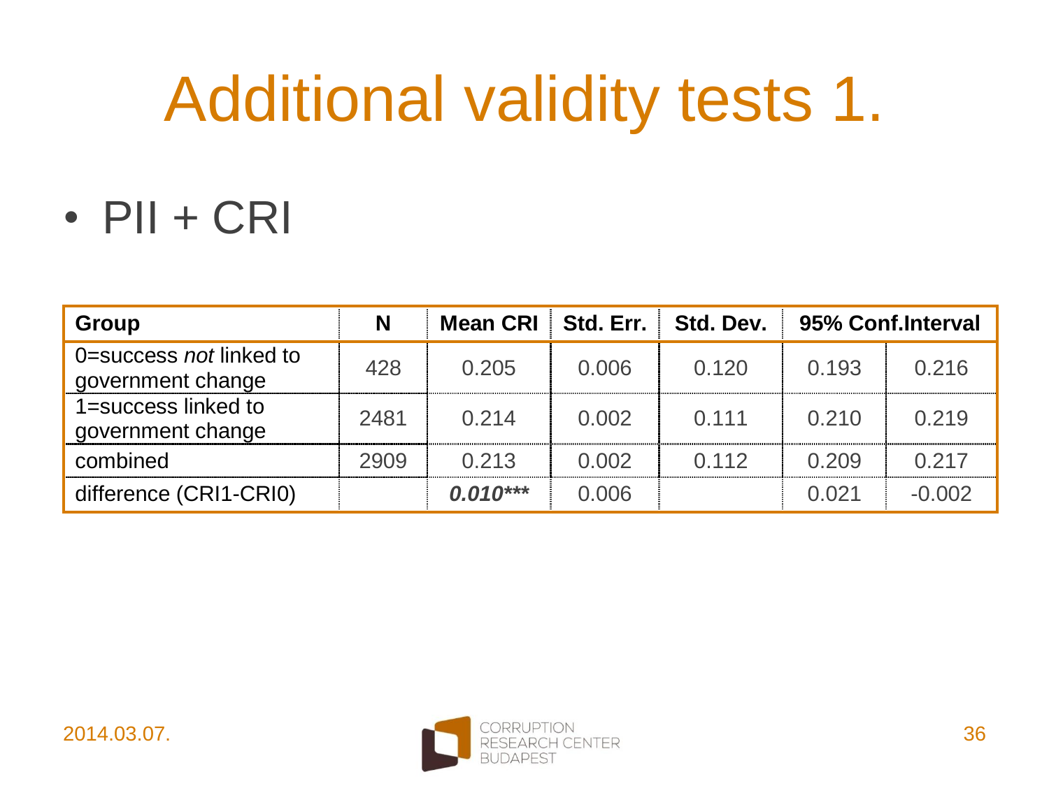# Additional validity tests 1.

- PII + CRI

| Group | N | Mean CRI | Std. Err. | Std. Dev. | 95% Conf.Interval | |
|---|---|---|---|---|---|---|
| 0=success *not* linked to government change | 428 | 0.205 | 0.006 | 0.120 | 0.193 | 0.216 |
| 1=success linked to government change | 2481 | 0.214 | 0.002 | 0.111 | 0.210 | 0.219 |
| combined | 2909 | 0.213 | 0.002 | 0.112 | 0.209 | 0.217 |
| difference (CRI1-CRI0) | | ***0.010**** | 0.006 | | 0.021 | -0.002 |

2014.03.07.

CORRUPTION RESEARCH CENTER BUDAPEST